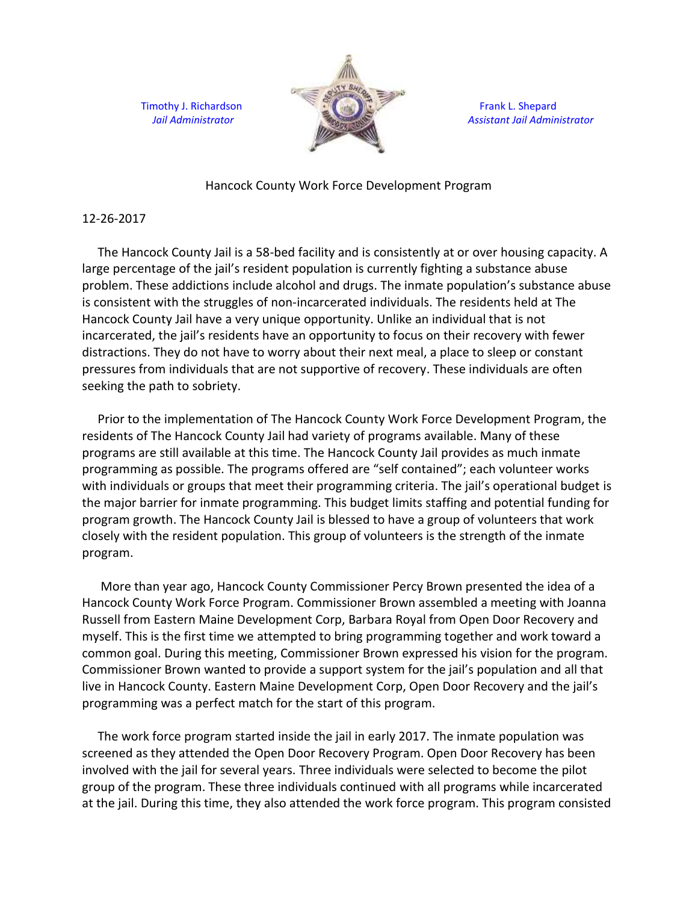Timothy J. Richardson
*Jail Administrator*

Frank L. Shepard
*Assistant Jail Administrator*

Hancock County Work Force Development Program

12-26-2017

The Hancock County Jail is a 58-bed facility and is consistently at or over housing capacity. A large percentage of the jail's resident population is currently fighting a substance abuse problem. These addictions include alcohol and drugs. The inmate population's substance abuse is consistent with the struggles of non-incarcerated individuals. The residents held at The Hancock County Jail have a very unique opportunity. Unlike an individual that is not incarcerated, the jail's residents have an opportunity to focus on their recovery with fewer distractions. They do not have to worry about their next meal, a place to sleep or constant pressures from individuals that are not supportive of recovery. These individuals are often seeking the path to sobriety.

Prior to the implementation of The Hancock County Work Force Development Program, the residents of The Hancock County Jail had variety of programs available. Many of these programs are still available at this time. The Hancock County Jail provides as much inmate programming as possible. The programs offered are "self contained"; each volunteer works with individuals or groups that meet their programming criteria. The jail's operational budget is the major barrier for inmate programming. This budget limits staffing and potential funding for program growth. The Hancock County Jail is blessed to have a group of volunteers that work closely with the resident population. This group of volunteers is the strength of the inmate program.

More than year ago, Hancock County Commissioner Percy Brown presented the idea of a Hancock County Work Force Program. Commissioner Brown assembled a meeting with Joanna Russell from Eastern Maine Development Corp, Barbara Royal from Open Door Recovery and myself. This is the first time we attempted to bring programming together and work toward a common goal. During this meeting, Commissioner Brown expressed his vision for the program. Commissioner Brown wanted to provide a support system for the jail's population and all that live in Hancock County. Eastern Maine Development Corp, Open Door Recovery and the jail's programming was a perfect match for the start of this program.

The work force program started inside the jail in early 2017. The inmate population was screened as they attended the Open Door Recovery Program. Open Door Recovery has been involved with the jail for several years. Three individuals were selected to become the pilot group of the program. These three individuals continued with all programs while incarcerated at the jail. During this time, they also attended the work force program. This program consisted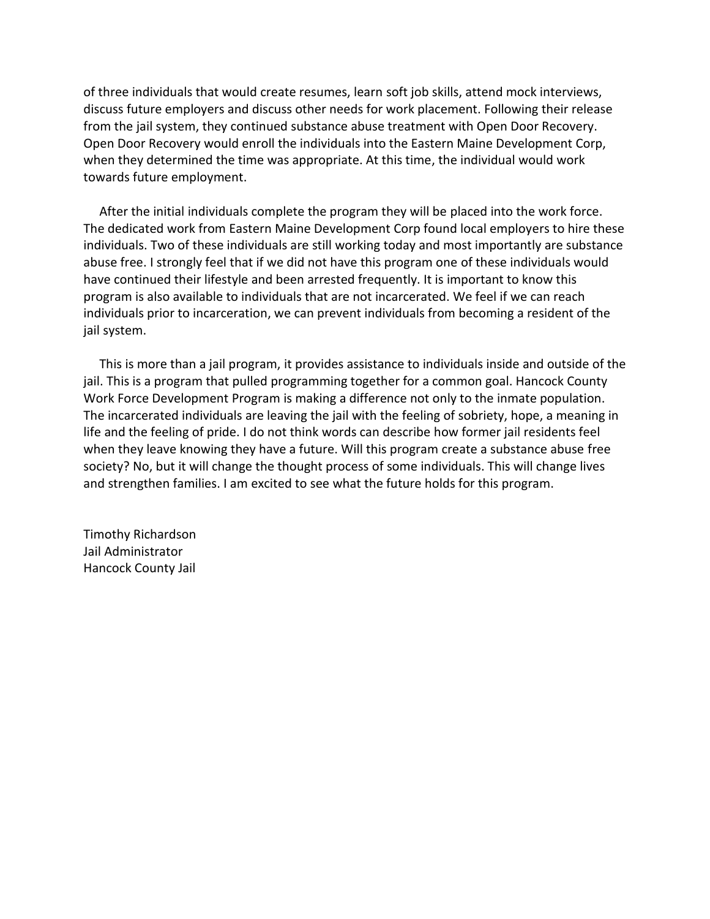of three individuals that would create resumes, learn soft job skills, attend mock interviews, discuss future employers and discuss other needs for work placement. Following their release from the jail system, they continued substance abuse treatment with Open Door Recovery. Open Door Recovery would enroll the individuals into the Eastern Maine Development Corp, when they determined the time was appropriate. At this time, the individual would work towards future employment.

After the initial individuals complete the program they will be placed into the work force. The dedicated work from Eastern Maine Development Corp found local employers to hire these individuals. Two of these individuals are still working today and most importantly are substance abuse free. I strongly feel that if we did not have this program one of these individuals would have continued their lifestyle and been arrested frequently. It is important to know this program is also available to individuals that are not incarcerated. We feel if we can reach individuals prior to incarceration, we can prevent individuals from becoming a resident of the jail system.

This is more than a jail program, it provides assistance to individuals inside and outside of the jail. This is a program that pulled programming together for a common goal. Hancock County Work Force Development Program is making a difference not only to the inmate population. The incarcerated individuals are leaving the jail with the feeling of sobriety, hope, a meaning in life and the feeling of pride. I do not think words can describe how former jail residents feel when they leave knowing they have a future. Will this program create a substance abuse free society? No, but it will change the thought process of some individuals. This will change lives and strengthen families. I am excited to see what the future holds for this program.

Timothy Richardson
Jail Administrator
Hancock County Jail